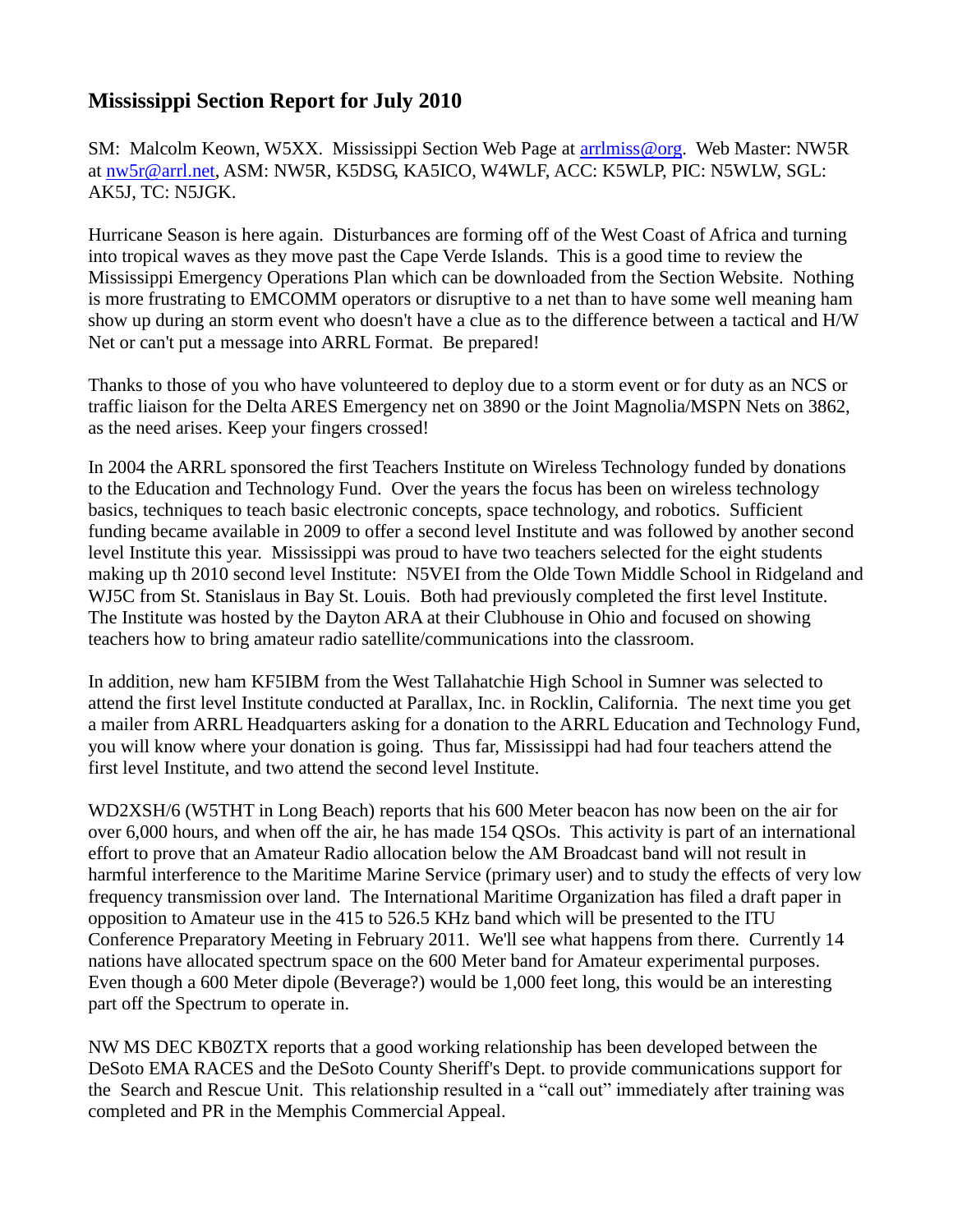# Mississippi Section Report for July 2010

SM: Malcolm Keown, W5XX. Mississippi Section Web Page at arrlmiss@org. Web Master: NW5R at nw5r@arrl.net, ASM: NW5R, K5DSG, KA5ICO, W4WLF, ACC: K5WLP, PIC: N5WLW, SGL: AK5J, TC: N5JGK.

Hurricane Season is here again. Disturbances are forming off of the West Coast of Africa and turning into tropical waves as they move past the Cape Verde Islands. This is a good time to review the Mississippi Emergency Operations Plan which can be downloaded from the Section Website. Nothing is more frustrating to EMCOMM operators or disruptive to a net than to have some well meaning ham show up during an storm event who doesn't have a clue as to the difference between a tactical and H/W Net or can't put a message into ARRL Format. Be prepared!

Thanks to those of you who have volunteered to deploy due to a storm event or for duty as an NCS or traffic liaison for the Delta ARES Emergency net on 3890 or the Joint Magnolia/MSPN Nets on 3862, as the need arises. Keep your fingers crossed!

In 2004 the ARRL sponsored the first Teachers Institute on Wireless Technology funded by donations to the Education and Technology Fund. Over the years the focus has been on wireless technology basics, techniques to teach basic electronic concepts, space technology, and robotics. Sufficient funding became available in 2009 to offer a second level Institute and was followed by another second level Institute this year. Mississippi was proud to have two teachers selected for the eight students making up th 2010 second level Institute: N5VEI from the Olde Town Middle School in Ridgeland and WJ5C from St. Stanislaus in Bay St. Louis. Both had previously completed the first level Institute. The Institute was hosted by the Dayton ARA at their Clubhouse in Ohio and focused on showing teachers how to bring amateur radio satellite/communications into the classroom.

In addition, new ham KF5IBM from the West Tallahatchie High School in Sumner was selected to attend the first level Institute conducted at Parallax, Inc. in Rocklin, California. The next time you get a mailer from ARRL Headquarters asking for a donation to the ARRL Education and Technology Fund, you will know where your donation is going. Thus far, Mississippi had had four teachers attend the first level Institute, and two attend the second level Institute.

WD2XSH/6 (W5THT in Long Beach) reports that his 600 Meter beacon has now been on the air for over 6,000 hours, and when off the air, he has made 154 QSOs. This activity is part of an international effort to prove that an Amateur Radio allocation below the AM Broadcast band will not result in harmful interference to the Maritime Marine Service (primary user) and to study the effects of very low frequency transmission over land. The International Maritime Organization has filed a draft paper in opposition to Amateur use in the 415 to 526.5 KHz band which will be presented to the ITU Conference Preparatory Meeting in February 2011. We'll see what happens from there. Currently 14 nations have allocated spectrum space on the 600 Meter band for Amateur experimental purposes. Even though a 600 Meter dipole (Beverage?) would be 1,000 feet long, this would be an interesting part off the Spectrum to operate in.

NW MS DEC KB0ZTX reports that a good working relationship has been developed between the DeSoto EMA RACES and the DeSoto County Sheriff's Dept. to provide communications support for the Search and Rescue Unit. This relationship resulted in a "call out" immediately after training was completed and PR in the Memphis Commercial Appeal.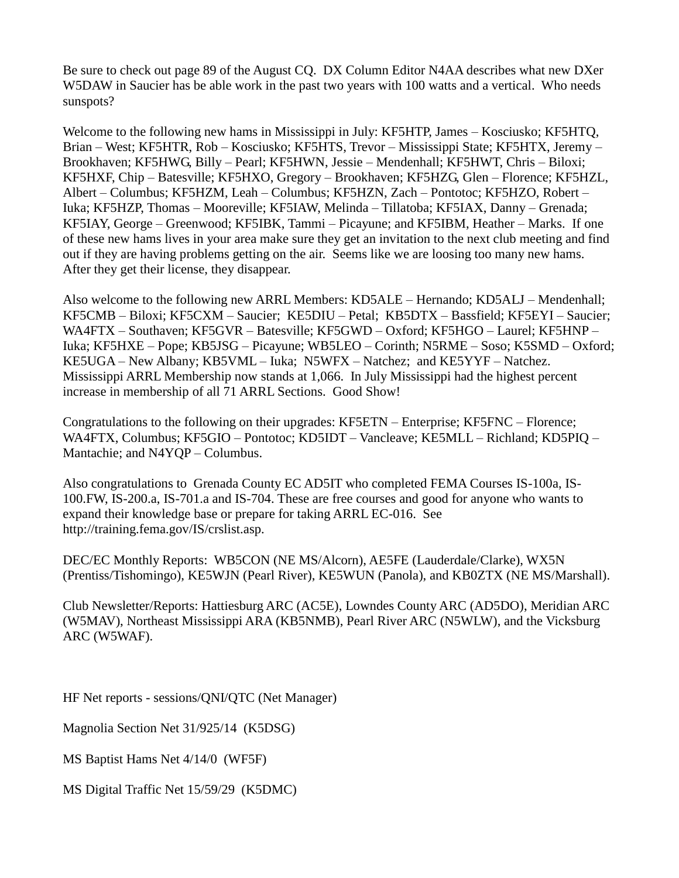Be sure to check out page 89 of the August CQ. DX Column Editor N4AA describes what new DXer W5DAW in Saucier has be able work in the past two years with 100 watts and a vertical. Who needs sunspots?

Welcome to the following new hams in Mississippi in July: KF5HTP, James – Kosciusko; KF5HTQ, Brian – West; KF5HTR, Rob – Kosciusko; KF5HTS, Trevor – Mississippi State; KF5HTX, Jeremy – Brookhaven; KF5HWG, Billy – Pearl; KF5HWN, Jessie – Mendenhall; KF5HWT, Chris – Biloxi; KF5HXF, Chip – Batesville; KF5HXO, Gregory – Brookhaven; KF5HZG, Glen – Florence; KF5HZL, Albert – Columbus; KF5HZM, Leah – Columbus; KF5HZN, Zach – Pontotoc; KF5HZO, Robert – Iuka; KF5HZP, Thomas – Mooreville; KF5IAW, Melinda – Tillatoba; KF5IAX, Danny – Grenada; KF5IAY, George – Greenwood; KF5IBK, Tammi – Picayune; and KF5IBM, Heather – Marks. If one of these new hams lives in your area make sure they get an invitation to the next club meeting and find out if they are having problems getting on the air. Seems like we are loosing too many new hams. After they get their license, they disappear.

Also welcome to the following new ARRL Members: KD5ALE – Hernando; KD5ALJ – Mendenhall; KF5CMB – Biloxi; KF5CXM – Saucier; KE5DIU – Petal; KB5DTX – Bassfield; KF5EYI – Saucier; WA4FTX – Southaven; KF5GVR – Batesville; KF5GWD – Oxford; KF5HGO – Laurel; KF5HNP – Iuka; KF5HXE – Pope; KB5JSG – Picayune; WB5LEO – Corinth; N5RME – Soso; K5SMD – Oxford; KE5UGA – New Albany; KB5VML – Iuka; N5WFX – Natchez; and KE5YYF – Natchez. Mississippi ARRL Membership now stands at 1,066. In July Mississippi had the highest percent increase in membership of all 71 ARRL Sections. Good Show!

Congratulations to the following on their upgrades: KF5ETN – Enterprise; KF5FNC – Florence; WA4FTX, Columbus; KF5GIO – Pontotoc; KD5IDT – Vancleave; KE5MLL – Richland; KD5PIQ – Mantachie; and N4YQP – Columbus.

Also congratulations to Grenada County EC AD5IT who completed FEMA Courses IS-100a, IS-100.FW, IS-200.a, IS-701.a and IS-704. These are free courses and good for anyone who wants to expand their knowledge base or prepare for taking ARRL EC-016. See http://training.fema.gov/IS/crslist.asp.

DEC/EC Monthly Reports: WB5CON (NE MS/Alcorn), AE5FE (Lauderdale/Clarke), WX5N (Prentiss/Tishomingo), KE5WJN (Pearl River), KE5WUN (Panola), and KB0ZTX (NE MS/Marshall).

Club Newsletter/Reports: Hattiesburg ARC (AC5E), Lowndes County ARC (AD5DO), Meridian ARC (W5MAV), Northeast Mississippi ARA (KB5NMB), Pearl River ARC (N5WLW), and the Vicksburg ARC (W5WAF).

HF Net reports - sessions/QNI/QTC (Net Manager)

Magnolia Section Net 31/925/14 (K5DSG)

MS Baptist Hams Net 4/14/0 (WF5F)

MS Digital Traffic Net 15/59/29 (K5DMC)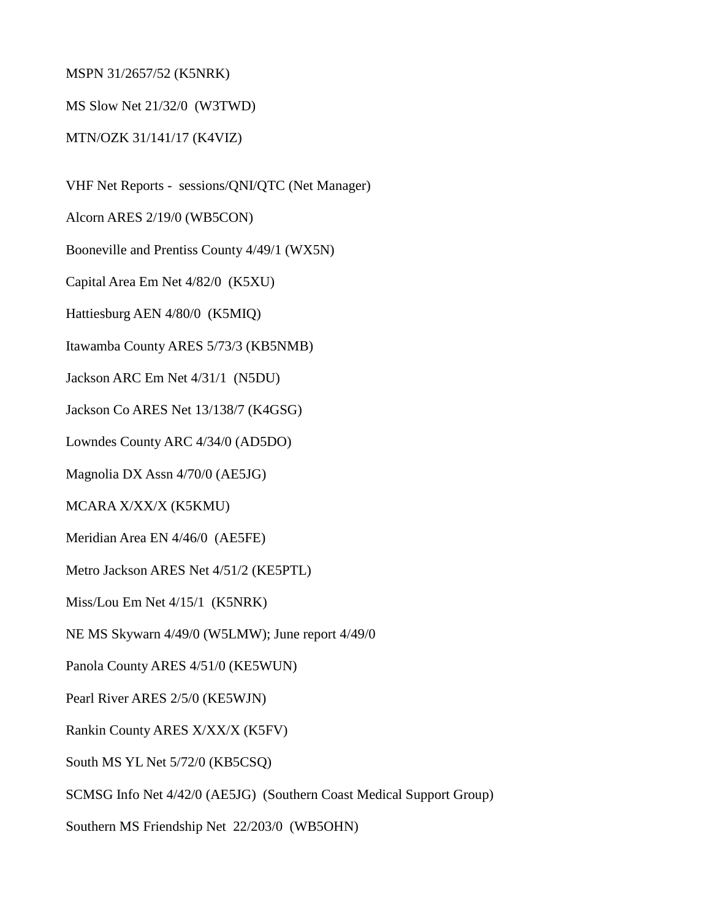MSPN 31/2657/52 (K5NRK)

MS Slow Net 21/32/0 (W3TWD)

MTN/OZK 31/141/17 (K4VIZ)

VHF Net Reports - sessions/QNI/QTC (Net Manager)

Alcorn ARES 2/19/0 (WB5CON)

Booneville and Prentiss County 4/49/1 (WX5N)

Capital Area Em Net 4/82/0 (K5XU)

Hattiesburg AEN 4/80/0 (K5MIQ)

Itawamba County ARES 5/73/3 (KB5NMB)

Jackson ARC Em Net 4/31/1 (N5DU)

Jackson Co ARES Net 13/138/7 (K4GSG)

Lowndes County ARC 4/34/0 (AD5DO)

Magnolia DX Assn 4/70/0 (AE5JG)

MCARA X/XX/X (K5KMU)

Meridian Area EN 4/46/0 (AE5FE)

Metro Jackson ARES Net 4/51/2 (KE5PTL)

Miss/Lou Em Net 4/15/1 (K5NRK)

NE MS Skywarn 4/49/0 (W5LMW); June report 4/49/0

Panola County ARES 4/51/0 (KE5WUN)

Pearl River ARES 2/5/0 (KE5WJN)

Rankin County ARES X/XX/X (K5FV)

South MS YL Net 5/72/0 (KB5CSQ)

SCMSG Info Net 4/42/0 (AE5JG) (Southern Coast Medical Support Group)

Southern MS Friendship Net 22/203/0 (WB5OHN)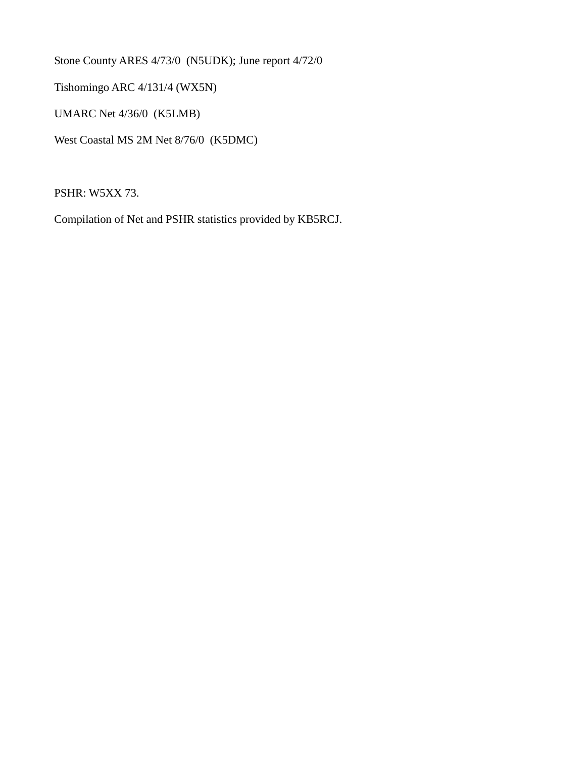Stone County ARES 4/73/0  (N5UDK); June report 4/72/0

Tishomingo ARC 4/131/4 (WX5N)

UMARC Net 4/36/0  (K5LMB)

West Coastal MS 2M Net 8/76/0  (K5DMC)

PSHR: W5XX 73.

Compilation of Net and PSHR statistics provided by KB5RCJ.